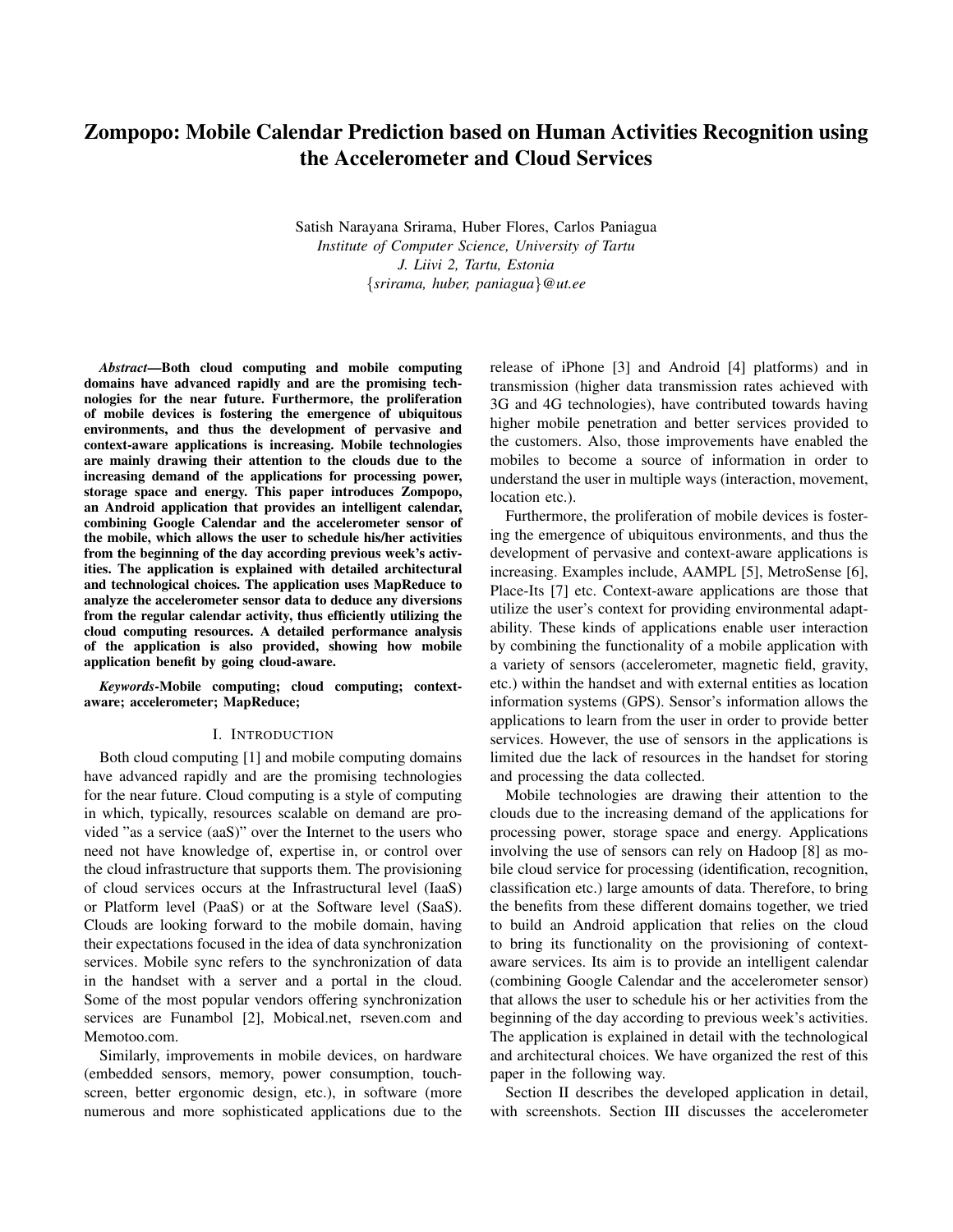# Zompopo: Mobile Calendar Prediction based on Human Activities Recognition using the Accelerometer and Cloud Services

Satish Narayana Srirama, Huber Flores, Carlos Paniagua
*Institute of Computer Science, University of Tartu*
*J. Liivi 2, Tartu, Estonia*
{*srirama, huber, paniagua*}*@ut.ee*

***Abstract*—Both cloud computing and mobile computing domains have advanced rapidly and are the promising technologies for the near future. Furthermore, the proliferation of mobile devices is fostering the emergence of ubiquitous environments, and thus the development of pervasive and context-aware applications is increasing. Mobile technologies are mainly drawing their attention to the clouds due to the increasing demand of the applications for processing power, storage space and energy. This paper introduces Zompopo, an Android application that provides an intelligent calendar, combining Google Calendar and the accelerometer sensor of the mobile, which allows the user to schedule his/her activities from the beginning of the day according previous week's activities. The application is explained with detailed architectural and technological choices. The application uses MapReduce to analyze the accelerometer sensor data to deduce any diversions from the regular calendar activity, thus efficiently utilizing the cloud computing resources. A detailed performance analysis of the application is also provided, showing how mobile application benefit by going cloud-aware.**

***Keywords*-Mobile computing; cloud computing; context-aware; accelerometer; MapReduce;**

## I. Introduction

Both cloud computing [1] and mobile computing domains have advanced rapidly and are the promising technologies for the near future. Cloud computing is a style of computing in which, typically, resources scalable on demand are provided "as a service (aaS)" over the Internet to the users who need not have knowledge of, expertise in, or control over the cloud infrastructure that supports them. The provisioning of cloud services occurs at the Infrastructural level (IaaS) or Platform level (PaaS) or at the Software level (SaaS). Clouds are looking forward to the mobile domain, having their expectations focused in the idea of data synchronization services. Mobile sync refers to the synchronization of data in the handset with a server and a portal in the cloud. Some of the most popular vendors offering synchronization services are Funambol [2], Mobical.net, rseven.com and Memotoo.com.

Similarly, improvements in mobile devices, on hardware (embedded sensors, memory, power consumption, touch-screen, better ergonomic design, etc.), in software (more numerous and more sophisticated applications due to the release of iPhone [3] and Android [4] platforms) and in transmission (higher data transmission rates achieved with 3G and 4G technologies), have contributed towards having higher mobile penetration and better services provided to the customers. Also, those improvements have enabled the mobiles to become a source of information in order to understand the user in multiple ways (interaction, movement, location etc.).

Furthermore, the proliferation of mobile devices is fostering the emergence of ubiquitous environments, and thus the development of pervasive and context-aware applications is increasing. Examples include, AAMPL [5], MetroSense [6], Place-Its [7] etc. Context-aware applications are those that utilize the user's context for providing environmental adaptability. These kinds of applications enable user interaction by combining the functionality of a mobile application with a variety of sensors (accelerometer, magnetic field, gravity, etc.) within the handset and with external entities as location information systems (GPS). Sensor's information allows the applications to learn from the user in order to provide better services. However, the use of sensors in the applications is limited due the lack of resources in the handset for storing and processing the data collected.

Mobile technologies are drawing their attention to the clouds due to the increasing demand of the applications for processing power, storage space and energy. Applications involving the use of sensors can rely on Hadoop [8] as mobile cloud service for processing (identification, recognition, classification etc.) large amounts of data. Therefore, to bring the benefits from these different domains together, we tried to build an Android application that relies on the cloud to bring its functionality on the provisioning of context-aware services. Its aim is to provide an intelligent calendar (combining Google Calendar and the accelerometer sensor) that allows the user to schedule his or her activities from the beginning of the day according to previous week's activities. The application is explained in detail with the technological and architectural choices. We have organized the rest of this paper in the following way.

Section II describes the developed application in detail, with screenshots. Section III discusses the accelerometer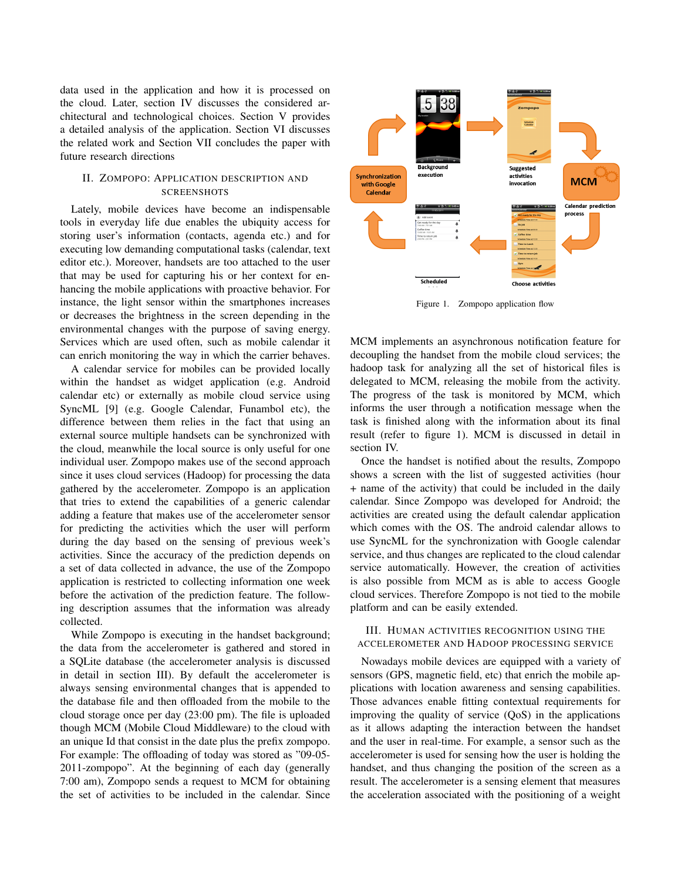data used in the application and how it is processed on the cloud. Later, section IV discusses the considered architectural and technological choices. Section V provides a detailed analysis of the application. Section VI discusses the related work and Section VII concludes the paper with future research directions

## II. Zompopo: Application description and screenshots

Lately, mobile devices have become an indispensable tools in everyday life due enables the ubiquity access for storing user's information (contacts, agenda etc.) and for executing low demanding computational tasks (calendar, text editor etc.). Moreover, handsets are too attached to the user that may be used for capturing his or her context for enhancing the mobile applications with proactive behavior. For instance, the light sensor within the smartphones increases or decreases the brightness in the screen depending in the environmental changes with the purpose of saving energy. Services which are used often, such as mobile calendar it can enrich monitoring the way in which the carrier behaves.

A calendar service for mobiles can be provided locally within the handset as widget application (e.g. Android calendar etc) or externally as mobile cloud service using SyncML [9] (e.g. Google Calendar, Funambol etc), the difference between them relies in the fact that using an external source multiple handsets can be synchronized with the cloud, meanwhile the local source is only useful for one individual user. Zompopo makes use of the second approach since it uses cloud services (Hadoop) for processing the data gathered by the accelerometer. Zompopo is an application that tries to extend the capabilities of a generic calendar adding a feature that makes use of the accelerometer sensor for predicting the activities which the user will perform during the day based on the sensing of previous week's activities. Since the accuracy of the prediction depends on a set of data collected in advance, the use of the Zompopo application is restricted to collecting information one week before the activation of the prediction feature. The following description assumes that the information was already collected.

While Zompopo is executing in the handset background; the data from the accelerometer is gathered and stored in a SQLite database (the accelerometer analysis is discussed in detail in section III). By default the accelerometer is always sensing environmental changes that is appended to the database file and then offloaded from the mobile to the cloud storage once per day (23:00 pm). The file is uploaded though MCM (Mobile Cloud Middleware) to the cloud with an unique Id that consist in the date plus the prefix zompopo. For example: The offloading of today was stored as "09-05-2011-zompopo". At the beginning of each day (generally 7:00 am), Zompopo sends a request to MCM for obtaining the set of activities to be included in the calendar. Since

Synchronization with Google Calendar

Background execution

Suggested activities invocation

MCM

Calendar prediction process

Choose activities

Scheduled

Figure 1. Zompopo application flow

MCM implements an asynchronous notification feature for decoupling the handset from the mobile cloud services; the hadoop task for analyzing all the set of historical files is delegated to MCM, releasing the mobile from the activity. The progress of the task is monitored by MCM, which informs the user through a notification message when the task is finished along with the information about its final result (refer to figure 1). MCM is discussed in detail in section IV.

Once the handset is notified about the results, Zompopo shows a screen with the list of suggested activities (hour + name of the activity) that could be included in the daily calendar. Since Zompopo was developed for Android; the activities are created using the default calendar application which comes with the OS. The android calendar allows to use SyncML for the synchronization with Google calendar service, and thus changes are replicated to the cloud calendar service automatically. However, the creation of activities is also possible from MCM as is able to access Google cloud services. Therefore Zompopo is not tied to the mobile platform and can be easily extended.

## III. Human activities recognition using the accelerometer and Hadoop processing service

Nowadays mobile devices are equipped with a variety of sensors (GPS, magnetic field, etc) that enrich the mobile applications with location awareness and sensing capabilities. Those advances enable fitting contextual requirements for improving the quality of service (QoS) in the applications as it allows adapting the interaction between the handset and the user in real-time. For example, a sensor such as the accelerometer is used for sensing how the user is holding the handset, and thus changing the position of the screen as a result. The accelerometer is a sensing element that measures the acceleration associated with the positioning of a weight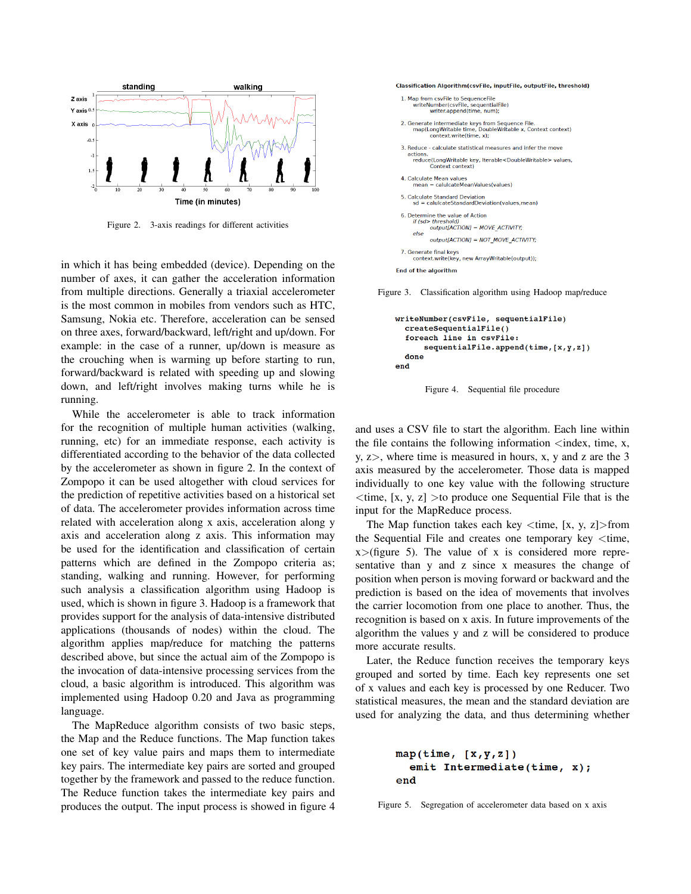standing

walking

Z axis

Y axis

X axis

1

0.5

0

-0.5

-1

1.5

-2

0 10 20 30 40 50 60 70 80 90 100

Time (in minutes)

Figure 2. 3-axis readings for different activities

in which it has being embedded (device). Depending on the number of axes, it can gather the acceleration information from multiple directions. Generally a triaxial accelerometer is the most common in mobiles from vendors such as HTC, Samsung, Nokia etc. Therefore, acceleration can be sensed on three axes, forward/backward, left/right and up/down. For example: in the case of a runner, up/down is measure as the crouching when is warming up before starting to run, forward/backward is related with speeding up and slowing down, and left/right involves making turns while he is running.

While the accelerometer is able to track information for the recognition of multiple human activities (walking, running, etc) for an immediate response, each activity is differentiated according to the behavior of the data collected by the accelerometer as shown in figure 2. In the context of Zompopo it can be used altogether with cloud services for the prediction of repetitive activities based on a historical set of data. The accelerometer provides information across time related with acceleration along x axis, acceleration along y axis and acceleration along z axis. This information may be used for the identification and classification of certain patterns which are defined in the Zompopo criteria as; standing, walking and running. However, for performing such analysis a classification algorithm using Hadoop is used, which is shown in figure 3. Hadoop is a framework that provides support for the analysis of data-intensive distributed applications (thousands of nodes) within the cloud. The algorithm applies map/reduce for matching the patterns described above, but since the actual aim of the Zompopo is the invocation of data-intensive processing services from the cloud, a basic algorithm is introduced. This algorithm was implemented using Hadoop 0.20 and Java as programming language.

The MapReduce algorithm consists of two basic steps, the Map and the Reduce functions. The Map function takes one set of key value pairs and maps them to intermediate key pairs. The intermediate key pairs are sorted and grouped together by the framework and passed to the reduce function. The Reduce function takes the intermediate key pairs and produces the output. The input process is showed in figure 4

```
Classification Algorithm(csvFile, inputFile, outputFile, threshold)

  1. Map from csvFile to SequenceFile
       writeNumber(csvFile, sequentialFile)
            writer.append(time, num);

  2. Generate intermediate keys from Sequence File.
       map(LongWritable time, DoubleWritable x, Context context)
            context.write(time, x);

  3. Reduce - calculate statistical measures and infer the move
     actions.
       reduce(LongWritable key, Iterable<DoubleWritable> values,
            Context context)

  4. Calculate Mean values
       mean = calulcateMeanValues(values)

  5. Calculate Standard Deviation
       sd = calulcateStandardDeviation(values,mean)

  6. Determine the value of Action
       if (sd> threshold)
            output[ACTION] = MOVE_ACTIVITY;
       else
            output[ACTION] = NOT_MOVE_ACTIVITY;

  7. Generate final keys
       context.write(key, new ArrayWritable(output));

End of the algorithm
```

Figure 3. Classification algorithm using Hadoop map/reduce

```
writeNumber(csvFile, sequentialFile)
  createSequentialFile()
  foreach line in csvFile:
      sequentialFile.append(time,[x,y,z])
  done
end
```

Figure 4. Sequential file procedure

and uses a CSV file to start the algorithm. Each line within the file contains the following information <index, time, x, y, z>, where time is measured in hours, x, y and z are the 3 axis measured by the accelerometer. Those data is mapped individually to one key value with the following structure <time, [x, y, z] >to produce one Sequential File that is the input for the MapReduce process.

The Map function takes each key <time, [x, y, z]>from the Sequential File and creates one temporary key <time, x>(figure 5). The value of x is considered more representative than y and z since x measures the change of position when person is moving forward or backward and the prediction is based on the idea of movements that involves the carrier locomotion from one place to another. Thus, the recognition is based on x axis. In future improvements of the algorithm the values y and z will be considered to produce more accurate results.

Later, the Reduce function receives the temporary keys grouped and sorted by time. Each key represents one set of x values and each key is processed by one Reducer. Two statistical measures, the mean and the standard deviation are used for analyzing the data, and thus determining whether

```
map(time, [x,y,z])
  emit Intermediate(time, x);
end
```

Figure 5. Segregation of accelerometer data based on x axis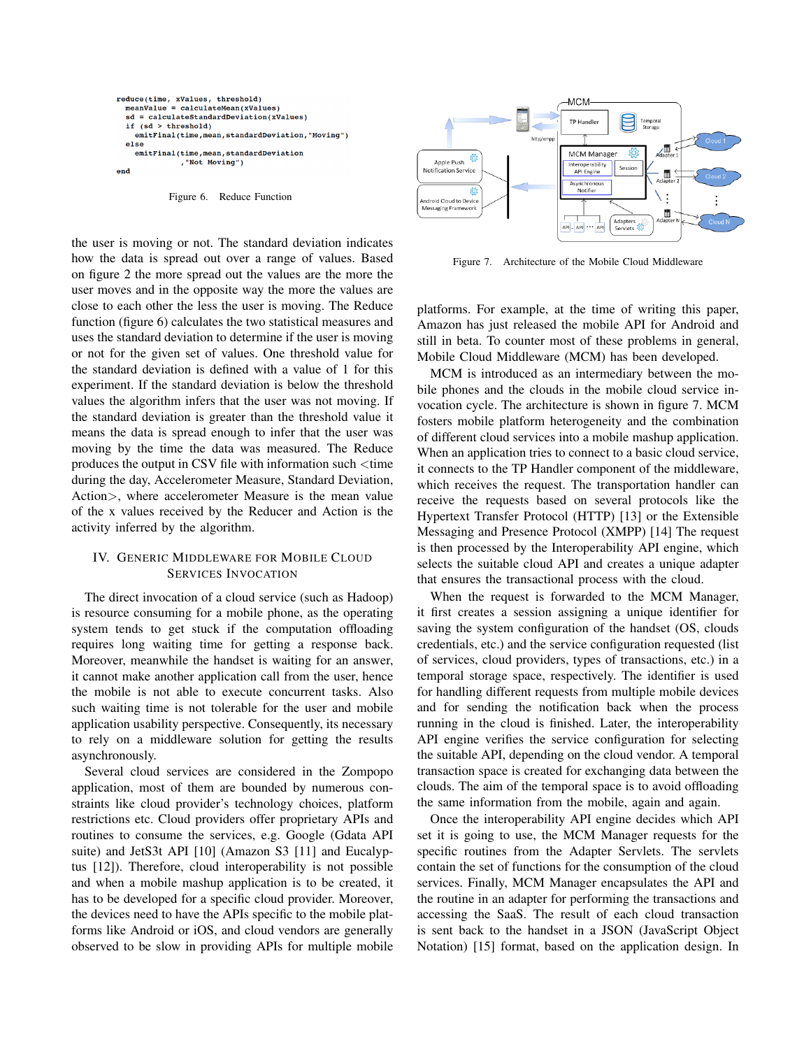```
reduce(time, xValues, threshold)
  meanValue = calculateMean(xValues)
  sd = calculateStandardDeviation(xValues)
  if (sd > threshold)
    emitFinal(time,mean,standardDeviation,"Moving")
  else
    emitFinal(time,mean,standardDeviation
              ,"Not Moving")
end
```

Figure 6. Reduce Function

the user is moving or not. The standard deviation indicates how the data is spread out over a range of values. Based on figure 2 the more spread out the values are the more the user moves and in the opposite way the more the values are close to each other the less the user is moving. The Reduce function (figure 6) calculates the two statistical measures and uses the standard deviation to determine if the user is moving or not for the given set of values. One threshold value for the standard deviation is defined with a value of 1 for this experiment. If the standard deviation is below the threshold values the algorithm infers that the user was not moving. If the standard deviation is greater than the threshold value it means the data is spread enough to infer that the user was moving by the time the data was measured. The Reduce produces the output in CSV file with information such <time during the day, Accelerometer Measure, Standard Deviation, Action>, where accelerometer Measure is the mean value of the x values received by the Reducer and Action is the activity inferred by the algorithm.

## IV. Generic Middleware for Mobile Cloud Services Invocation

The direct invocation of a cloud service (such as Hadoop) is resource consuming for a mobile phone, as the operating system tends to get stuck if the computation offloading requires long waiting time for getting a response back. Moreover, meanwhile the handset is waiting for an answer, it cannot make another application call from the user, hence the mobile is not able to execute concurrent tasks. Also such waiting time is not tolerable for the user and mobile application usability perspective. Consequently, its necessary to rely on a middleware solution for getting the results asynchronously.

Several cloud services are considered in the Zompopo application, most of them are bounded by numerous constraints like cloud provider's technology choices, platform restrictions etc. Cloud providers offer proprietary APIs and routines to consume the services, e.g. Google (Gdata API suite) and JetS3t API [10] (Amazon S3 [11] and Eucalyptus [12]). Therefore, cloud interoperability is not possible and when a mobile mashup application is to be created, it has to be developed for a specific cloud provider. Moreover, the devices need to have the APIs specific to the mobile platforms like Android or iOS, and cloud vendors are generally observed to be slow in providing APIs for multiple mobile platforms. For example, at the time of writing this paper, Amazon has just released the mobile API for Android and still in beta. To counter most of these problems in general, Mobile Cloud Middleware (MCM) has been developed.

Figure 7. Architecture of the Mobile Cloud Middleware

MCM is introduced as an intermediary between the mobile phones and the clouds in the mobile cloud service invocation cycle. The architecture is shown in figure 7. MCM fosters mobile platform heterogeneity and the combination of different cloud services into a mobile mashup application. When an application tries to connect to a basic cloud service, it connects to the TP Handler component of the middleware, which receives the request. The transportation handler can receive the requests based on several protocols like the Hypertext Transfer Protocol (HTTP) [13] or the Extensible Messaging and Presence Protocol (XMPP) [14] The request is then processed by the Interoperability API engine, which selects the suitable cloud API and creates a unique adapter that ensures the transactional process with the cloud.

When the request is forwarded to the MCM Manager, it first creates a session assigning a unique identifier for saving the system configuration of the handset (OS, clouds credentials, etc.) and the service configuration requested (list of services, cloud providers, types of transactions, etc.) in a temporal storage space, respectively. The identifier is used for handling different requests from multiple mobile devices and for sending the notification back when the process running in the cloud is finished. Later, the interoperability API engine verifies the service configuration for selecting the suitable API, depending on the cloud vendor. A temporal transaction space is created for exchanging data between the clouds. The aim of the temporal space is to avoid offloading the same information from the mobile, again and again.

Once the interoperability API engine decides which API set it is going to use, the MCM Manager requests for the specific routines from the Adapter Servlets. The servlets contain the set of functions for the consumption of the cloud services. Finally, MCM Manager encapsulates the API and the routine in an adapter for performing the transactions and accessing the SaaS. The result of each cloud transaction is sent back to the handset in a JSON (JavaScript Object Notation) [15] format, based on the application design. In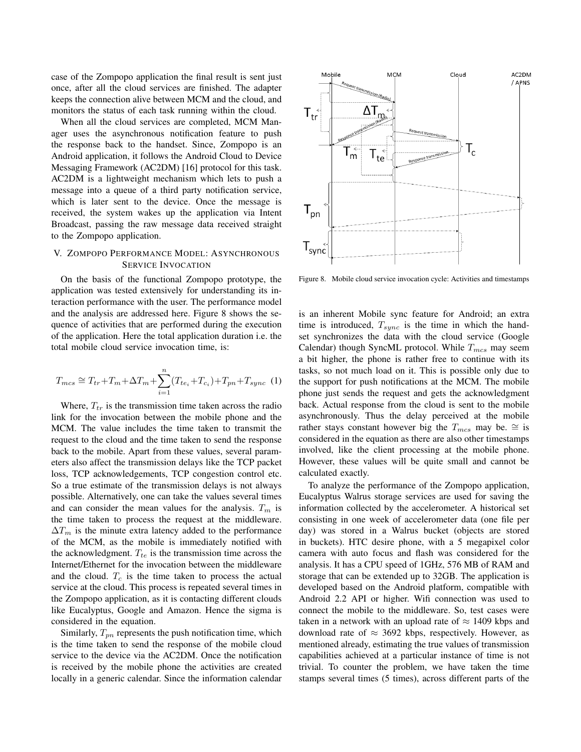case of the Zompopo application the final result is sent just once, after all the cloud services are finished. The adapter keeps the connection alive between MCM and the cloud, and monitors the status of each task running within the cloud.

When all the cloud services are completed, MCM Manager uses the asynchronous notification feature to push the response back to the handset. Since, Zompopo is an Android application, it follows the Android Cloud to Device Messaging Framework (AC2DM) [16] protocol for this task. AC2DM is a lightweight mechanism which lets to push a message into a queue of a third party notification service, which is later sent to the device. Once the message is received, the system wakes up the application via Intent Broadcast, passing the raw message data received straight to the Zompopo application.

## V. Zompopo Performance Model: Asynchronous Service Invocation

On the basis of the functional Zompopo prototype, the application was tested extensively for understanding its interaction performance with the user. The performance model and the analysis are addressed here. Figure 8 shows the sequence of activities that are performed during the execution of the application. Here the total application duration i.e. the total mobile cloud service invocation time, is:

$$T_{mcs} \cong T_{tr} + T_m + \Delta T_m + \sum_{i=1}^{n} (T_{te_i} + T_{c_i}) + T_{pn} + T_{sync} \quad (1)$$

Where, $T_{tr}$ is the transmission time taken across the radio link for the invocation between the mobile phone and the MCM. The value includes the time taken to transmit the request to the cloud and the time taken to send the response back to the mobile. Apart from these values, several parameters also affect the transmission delays like the TCP packet loss, TCP acknowledgements, TCP congestion control etc. So a true estimate of the transmission delays is not always possible. Alternatively, one can take the values several times and can consider the mean values for the analysis. $T_m$ is the time taken to process the request at the middleware. $\Delta T_m$ is the minute extra latency added to the performance of the MCM, as the mobile is immediately notified with the acknowledgment. $T_{te}$ is the transmission time across the Internet/Ethernet for the invocation between the middleware and the cloud. $T_c$ is the time taken to process the actual service at the cloud. This process is repeated several times in the Zompopo application, as it is contacting different clouds like Eucalyptus, Google and Amazon. Hence the sigma is considered in the equation.

Similarly, $T_{pn}$ represents the push notification time, which is the time taken to send the response of the mobile cloud service to the device via the AC2DM. Once the notification is received by the mobile phone the activities are created locally in a generic calendar. Since the information calendar is an inherent Mobile sync feature for Android; an extra time is introduced, $T_{sync}$ is the time in which the handset synchronizes the data with the cloud service (Google Calendar) though SyncML protocol. While $T_{mcs}$ may seem a bit higher, the phone is rather free to continue with its tasks, so not much load on it. This is possible only due to the support for push notifications at the MCM. The mobile phone just sends the request and gets the acknowledgment back. Actual response from the cloud is sent to the mobile asynchronously. Thus the delay perceived at the mobile rather stays constant however big the $T_{mcs}$ may be. $\cong$ is considered in the equation as there are also other timestamps involved, like the client processing at the mobile phone. However, these values will be quite small and cannot be calculated exactly.

Figure 8. Mobile cloud service invocation cycle: Activities and timestamps

To analyze the performance of the Zompopo application, Eucalyptus Walrus storage services are used for saving the information collected by the accelerometer. A historical set consisting in one week of accelerometer data (one file per day) was stored in a Walrus bucket (objects are stored in buckets). HTC desire phone, with a 5 megapixel color camera with auto focus and flash was considered for the analysis. It has a CPU speed of 1GHz, 576 MB of RAM and storage that can be extended up to 32GB. The application is developed based on the Android platform, compatible with Android 2.2 API or higher. Wifi connection was used to connect the mobile to the middleware. So, test cases were taken in a network with an upload rate of $\approx$ 1409 kbps and download rate of $\approx$ 3692 kbps, respectively. However, as mentioned already, estimating the true values of transmission capabilities achieved at a particular instance of time is not trivial. To counter the problem, we have taken the time stamps several times (5 times), across different parts of the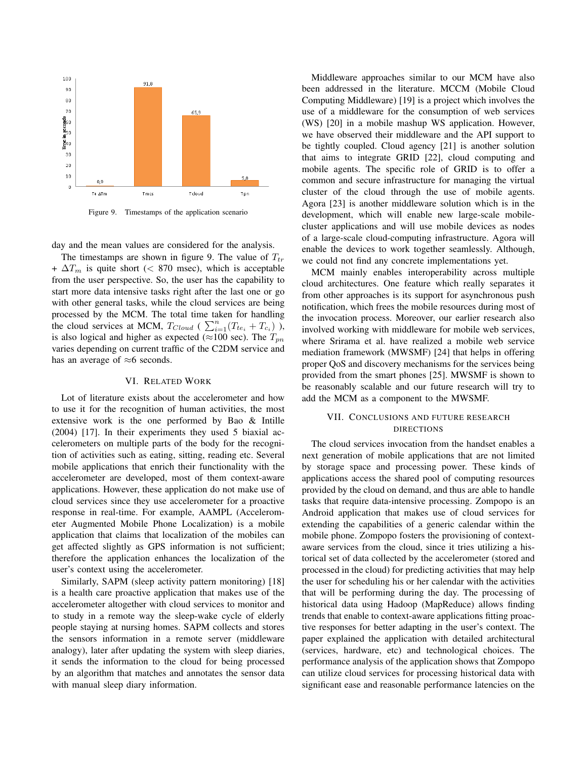Figure 9. Timestamps of the application scenario

day and the mean values are considered for the analysis.

The timestamps are shown in figure 9. The value of $T_{tr}$ + $\Delta T_m$ is quite short (< 870 msec), which is acceptable from the user perspective. So, the user has the capability to start more data intensive tasks right after the last one or go with other general tasks, while the cloud services are being processed by the MCM. The total time taken for handling the cloud services at MCM, $T_{Cloud}$ ( $\sum_{i=1}^{n}(T_{te_i} + T_{c_i})$ ), is also logical and higher as expected ($\approx$100 sec). The $T_{pn}$ varies depending on current traffic of the C2DM service and has an average of $\approx$6 seconds.

## VI. Related Work

Lot of literature exists about the accelerometer and how to use it for the recognition of human activities, the most extensive work is the one performed by Bao & Intille (2004) [17]. In their experiments they used 5 biaxial accelerometers on multiple parts of the body for the recognition of activities such as eating, sitting, reading etc. Several mobile applications that enrich their functionality with the accelerometer are developed, most of them context-aware applications. However, these application do not make use of cloud services since they use accelerometer for a proactive response in real-time. For example, AAMPL (Accelerometer Augmented Mobile Phone Localization) is a mobile application that claims that localization of the mobiles can get affected slightly as GPS information is not sufficient; therefore the application enhances the localization of the user's context using the accelerometer.

Similarly, SAPM (sleep activity pattern monitoring) [18] is a health care proactive application that makes use of the accelerometer altogether with cloud services to monitor and to study in a remote way the sleep-wake cycle of elderly people staying at nursing homes. SAPM collects and stores the sensors information in a remote server (middleware analogy), later after updating the system with sleep diaries, it sends the information to the cloud for being processed by an algorithm that matches and annotates the sensor data with manual sleep diary information.

Middleware approaches similar to our MCM have also been addressed in the literature. MCCM (Mobile Cloud Computing Middleware) [19] is a project which involves the use of a middleware for the consumption of web services (WS) [20] in a mobile mashup WS application. However, we have observed their middleware and the API support to be tightly coupled. Cloud agency [21] is another solution that aims to integrate GRID [22], cloud computing and mobile agents. The specific role of GRID is to offer a common and secure infrastructure for managing the virtual cluster of the cloud through the use of mobile agents. Agora [23] is another middleware solution which is in the development, which will enable new large-scale mobile-cluster applications and will use mobile devices as nodes of a large-scale cloud-computing infrastructure. Agora will enable the devices to work together seamlessly. Although, we could not find any concrete implementations yet.

MCM mainly enables interoperability across multiple cloud architectures. One feature which really separates it from other approaches is its support for asynchronous push notification, which frees the mobile resources during most of the invocation process. Moreover, our earlier research also involved working with middleware for mobile web services, where Srirama et al. have realized a mobile web service mediation framework (MWSMF) [24] that helps in offering proper QoS and discovery mechanisms for the services being provided from the smart phones [25]. MWSMF is shown to be reasonably scalable and our future research will try to add the MCM as a component to the MWSMF.

## VII. Conclusions and future research directions

The cloud services invocation from the handset enables a next generation of mobile applications that are not limited by storage space and processing power. These kinds of applications access the shared pool of computing resources provided by the cloud on demand, and thus are able to handle tasks that require data-intensive processing. Zompopo is an Android application that makes use of cloud services for extending the capabilities of a generic calendar within the mobile phone. Zompopo fosters the provisioning of context-aware services from the cloud, since it tries utilizing a historical set of data collected by the accelerometer (stored and processed in the cloud) for predicting activities that may help the user for scheduling his or her calendar with the activities that will be performing during the day. The processing of historical data using Hadoop (MapReduce) allows finding trends that enable to context-aware applications fitting proactive responses for better adapting in the user's context. The paper explained the application with detailed architectural (services, hardware, etc) and technological choices. The performance analysis of the application shows that Zompopo can utilize cloud services for processing historical data with significant ease and reasonable performance latencies on the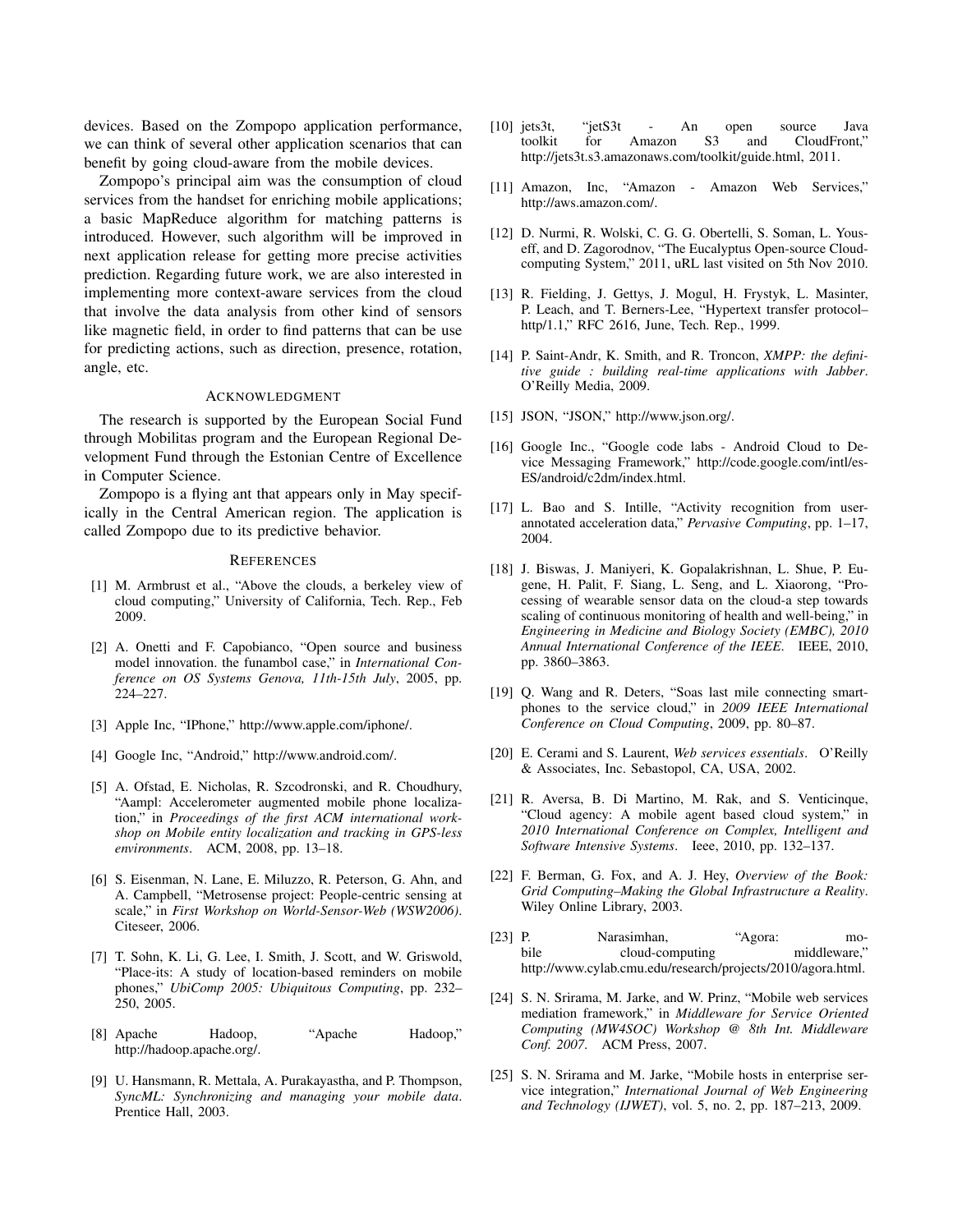devices. Based on the Zompopo application performance, we can think of several other application scenarios that can benefit by going cloud-aware from the mobile devices.

Zompopo's principal aim was the consumption of cloud services from the handset for enriching mobile applications; a basic MapReduce algorithm for matching patterns is introduced. However, such algorithm will be improved in next application release for getting more precise activities prediction. Regarding future work, we are also interested in implementing more context-aware services from the cloud that involve the data analysis from other kind of sensors like magnetic field, in order to find patterns that can be use for predicting actions, such as direction, presence, rotation, angle, etc.

## Acknowledgment

The research is supported by the European Social Fund through Mobilitas program and the European Regional Development Fund through the Estonian Centre of Excellence in Computer Science.

Zompopo is a flying ant that appears only in May specifically in the Central American region. The application is called Zompopo due to its predictive behavior.

## References

[1] M. Armbrust et al., "Above the clouds, a berkeley view of cloud computing," University of California, Tech. Rep., Feb 2009.

[2] A. Onetti and F. Capobianco, "Open source and business model innovation. the funambol case," in *International Conference on OS Systems Genova, 11th-15th July*, 2005, pp. 224–227.

[3] Apple Inc, "IPhone," http://www.apple.com/iphone/.

[4] Google Inc, "Android," http://www.android.com/.

[5] A. Ofstad, E. Nicholas, R. Szcodronski, and R. Choudhury, "Aampl: Accelerometer augmented mobile phone localization," in *Proceedings of the first ACM international workshop on Mobile entity localization and tracking in GPS-less environments*. ACM, 2008, pp. 13–18.

[6] S. Eisenman, N. Lane, E. Miluzzo, R. Peterson, G. Ahn, and A. Campbell, "Metrosense project: People-centric sensing at scale," in *First Workshop on World-Sensor-Web (WSW2006)*. Citeseer, 2006.

[7] T. Sohn, K. Li, G. Lee, I. Smith, J. Scott, and W. Griswold, "Place-its: A study of location-based reminders on mobile phones," *UbiComp 2005: Ubiquitous Computing*, pp. 232–250, 2005.

[8] Apache Hadoop, "Apache Hadoop," http://hadoop.apache.org/.

[9] U. Hansmann, R. Mettala, A. Purakayastha, and P. Thompson, *SyncML: Synchronizing and managing your mobile data*. Prentice Hall, 2003.

[10] jets3t, "jetS3t - An open source Java toolkit for Amazon S3 and CloudFront," http://jets3t.s3.amazonaws.com/toolkit/guide.html, 2011.

[11] Amazon, Inc, "Amazon - Amazon Web Services," http://aws.amazon.com/.

[12] D. Nurmi, R. Wolski, C. G. G. Obertelli, S. Soman, L. Youseff, and D. Zagorodnov, "The Eucalyptus Open-source Cloud-computing System," 2011, uRL last visited on 5th Nov 2010.

[13] R. Fielding, J. Gettys, J. Mogul, H. Frystyk, L. Masinter, P. Leach, and T. Berners-Lee, "Hypertext transfer protocol–http/1.1," RFC 2616, June, Tech. Rep., 1999.

[14] P. Saint-Andr, K. Smith, and R. Troncon, *XMPP: the definitive guide : building real-time applications with Jabber*. O'Reilly Media, 2009.

[15] JSON, "JSON," http://www.json.org/.

[16] Google Inc., "Google code labs - Android Cloud to Device Messaging Framework," http://code.google.com/intl/es-ES/android/c2dm/index.html.

[17] L. Bao and S. Intille, "Activity recognition from user-annotated acceleration data," *Pervasive Computing*, pp. 1–17, 2004.

[18] J. Biswas, J. Maniyeri, K. Gopalakrishnan, L. Shue, P. Eugene, H. Palit, F. Siang, L. Seng, and L. Xiaorong, "Processing of wearable sensor data on the cloud-a step towards scaling of continuous monitoring of health and well-being," in *Engineering in Medicine and Biology Society (EMBC), 2010 Annual International Conference of the IEEE*. IEEE, 2010, pp. 3860–3863.

[19] Q. Wang and R. Deters, "Soas last mile connecting smartphones to the service cloud," in *2009 IEEE International Conference on Cloud Computing*, 2009, pp. 80–87.

[20] E. Cerami and S. Laurent, *Web services essentials*. O'Reilly & Associates, Inc. Sebastopol, CA, USA, 2002.

[21] R. Aversa, B. Di Martino, M. Rak, and S. Venticinque, "Cloud agency: A mobile agent based cloud system," in *2010 International Conference on Complex, Intelligent and Software Intensive Systems*. Ieee, 2010, pp. 132–137.

[22] F. Berman, G. Fox, and A. J. Hey, *Overview of the Book: Grid Computing–Making the Global Infrastructure a Reality*. Wiley Online Library, 2003.

[23] P. Narasimhan, "Agora: mobile cloud-computing middleware," http://www.cylab.cmu.edu/research/projects/2010/agora.html.

[24] S. N. Srirama, M. Jarke, and W. Prinz, "Mobile web services mediation framework," in *Middleware for Service Oriented Computing (MW4SOC) Workshop @ 8th Int. Middleware Conf. 2007*. ACM Press, 2007.

[25] S. N. Srirama and M. Jarke, "Mobile hosts in enterprise service integration," *International Journal of Web Engineering and Technology (IJWET)*, vol. 5, no. 2, pp. 187–213, 2009.